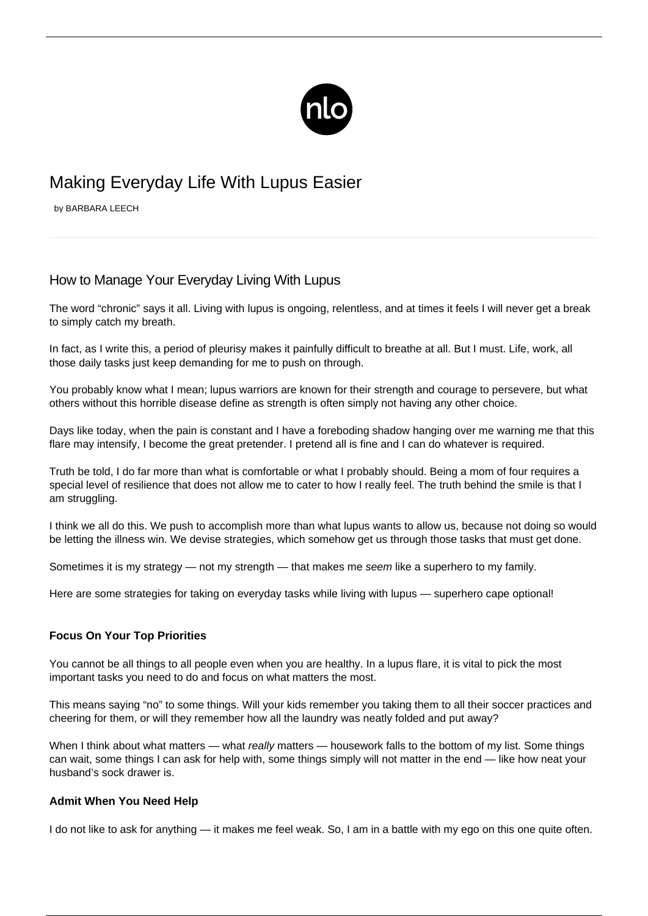# Making Everyday Life With Lupus Easier

by BARBARA LEECH

## How to Manage Your Everyday Living With Lupus

The word "chronic" says it all. Living with lupus is ongoing, relentless, and at times it feels I will never get a break to simply catch my breath.

In fact, as I write this, a period of pleurisy makes it painfully difficult to breathe at all. But I must. Life, work, all those daily tasks just keep demanding for me to push on through.

You probably know what I mean; lupus warriors are known for their strength and courage to persevere, but what others without this horrible disease define as strength is often simply not having any other choice.

Days like today, when the pain is constant and I have a foreboding shadow hanging over me warning me that this flare may intensify, I become the great pretender. I pretend all is fine and I can do whatever is required.

Truth be told, I do far more than what is comfortable or what I probably should. Being a mom of four requires a special level of resilience that does not allow me to cater to how I really feel. The truth behind the smile is that I am struggling.

I think we all do this. We push to accomplish more than what lupus wants to allow us, because not doing so would be letting the illness win. We devise strategies, which somehow get us through those tasks that must get done.

Sometimes it is my strategy — not my strength — that makes me *seem* like a superhero to my family.

Here are some strategies for taking on everyday tasks while living with lupus — superhero cape optional!

**Focus On Your Top Priorities**

You cannot be all things to all people even when you are healthy. In a lupus flare, it is vital to pick the most important tasks you need to do and focus on what matters the most.

This means saying "no" to some things. Will your kids remember you taking them to all their soccer practices and cheering for them, or will they remember how all the laundry was neatly folded and put away?

When I think about what matters — what *really* matters — housework falls to the bottom of my list. Some things can wait, some things I can ask for help with, some things simply will not matter in the end — like how neat your husband's sock drawer is.

**Admit When You Need Help**

I do not like to ask for anything — it makes me feel weak. So, I am in a battle with my ego on this one quite often.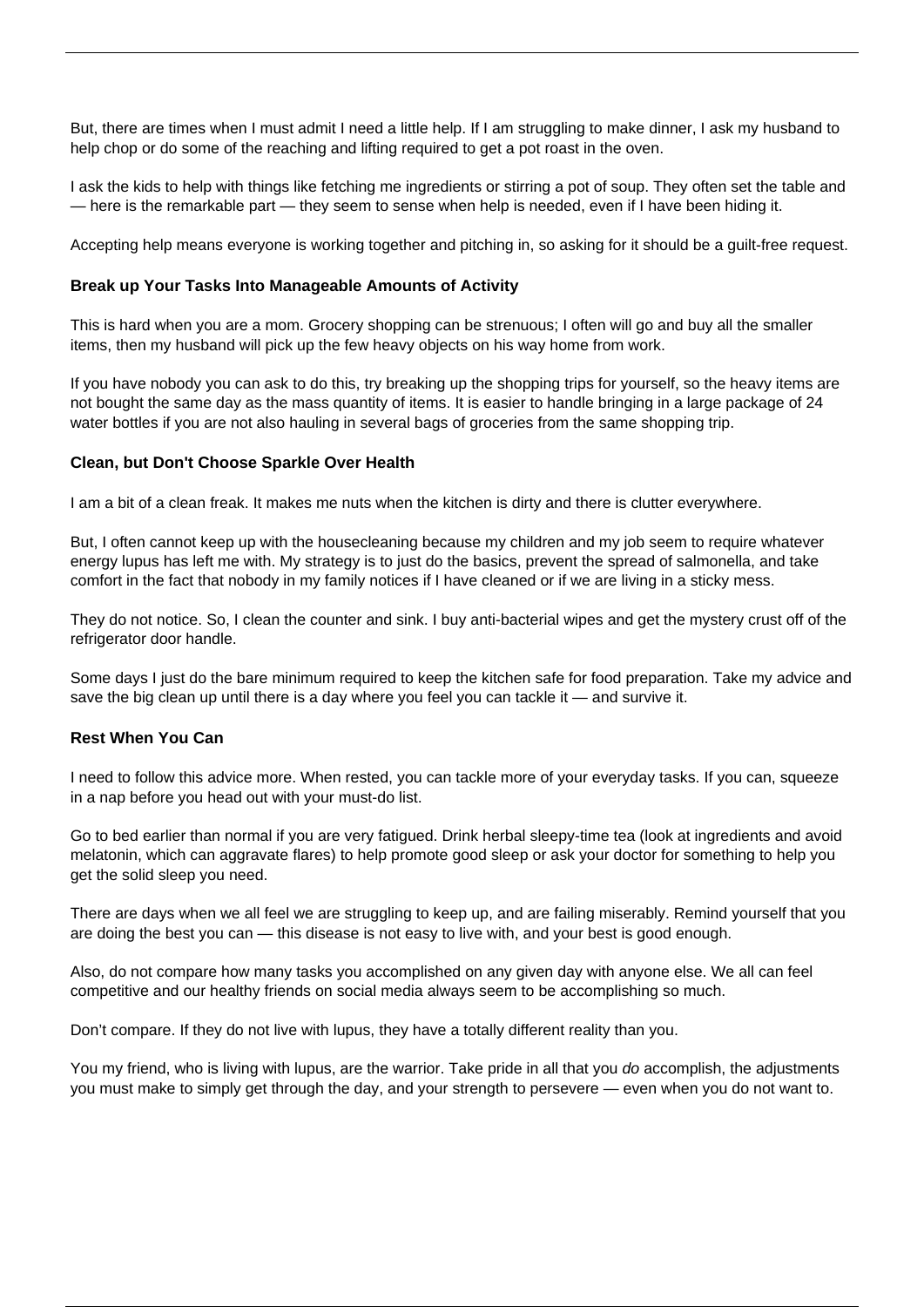But, there are times when I must admit I need a little help. If I am struggling to make dinner, I ask my husband to help chop or do some of the reaching and lifting required to get a pot roast in the oven.

I ask the kids to help with things like fetching me ingredients or stirring a pot of soup. They often set the table and — here is the remarkable part — they seem to sense when help is needed, even if I have been hiding it.

Accepting help means everyone is working together and pitching in, so asking for it should be a guilt-free request.

### Break up Your Tasks Into Manageable Amounts of Activity

This is hard when you are a mom. Grocery shopping can be strenuous; I often will go and buy all the smaller items, then my husband will pick up the few heavy objects on his way home from work.

If you have nobody you can ask to do this, try breaking up the shopping trips for yourself, so the heavy items are not bought the same day as the mass quantity of items. It is easier to handle bringing in a large package of 24 water bottles if you are not also hauling in several bags of groceries from the same shopping trip.

### Clean, but Don't Choose Sparkle Over Health

I am a bit of a clean freak. It makes me nuts when the kitchen is dirty and there is clutter everywhere.

But, I often cannot keep up with the housecleaning because my children and my job seem to require whatever energy lupus has left me with. My strategy is to just do the basics, prevent the spread of salmonella, and take comfort in the fact that nobody in my family notices if I have cleaned or if we are living in a sticky mess.

They do not notice. So, I clean the counter and sink. I buy anti-bacterial wipes and get the mystery crust off of the refrigerator door handle.

Some days I just do the bare minimum required to keep the kitchen safe for food preparation. Take my advice and save the big clean up until there is a day where you feel you can tackle it — and survive it.

### Rest When You Can

I need to follow this advice more. When rested, you can tackle more of your everyday tasks. If you can, squeeze in a nap before you head out with your must-do list.

Go to bed earlier than normal if you are very fatigued. Drink herbal sleepy-time tea (look at ingredients and avoid melatonin, which can aggravate flares) to help promote good sleep or ask your doctor for something to help you get the solid sleep you need.

There are days when we all feel we are struggling to keep up, and are failing miserably. Remind yourself that you are doing the best you can — this disease is not easy to live with, and your best is good enough.

Also, do not compare how many tasks you accomplished on any given day with anyone else. We all can feel competitive and our healthy friends on social media always seem to be accomplishing so much.

Don't compare. If they do not live with lupus, they have a totally different reality than you.

You my friend, who is living with lupus, are the warrior. Take pride in all that you *do* accomplish, the adjustments you must make to simply get through the day, and your strength to persevere — even when you do not want to.